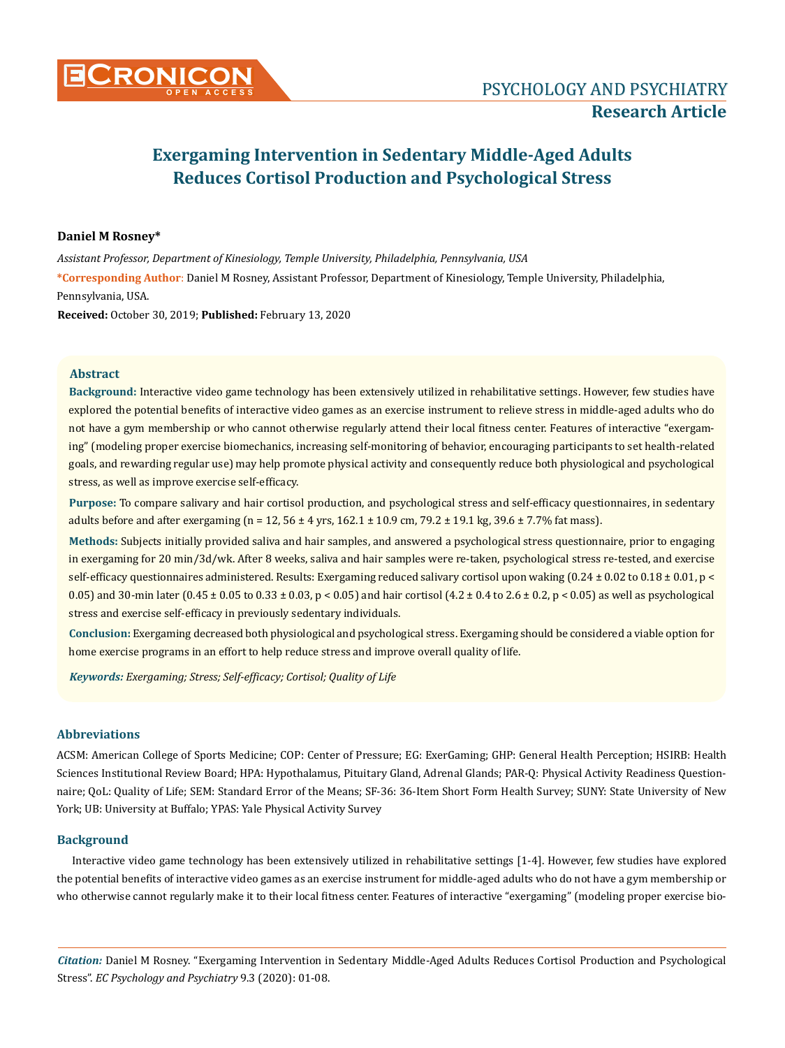PSYCHOLOGY AND PSYCHIATRY

**Research Article**

# Exergaming Intervention in Sedentary Middle-Aged Adults Reduces Cortisol Production and Psychological Stress

**Daniel M Rosney***

*Assistant Professor, Department of Kinesiology, Temple University, Philadelphia, Pennsylvania, USA*

***Corresponding Author**: Daniel M Rosney, Assistant Professor, Department of Kinesiology, Temple University, Philadelphia, Pennsylvania, USA.

**Received:** October 30, 2019; **Published:** February 13, 2020

## Abstract

**Background:** Interactive video game technology has been extensively utilized in rehabilitative settings. However, few studies have explored the potential benefits of interactive video games as an exercise instrument to relieve stress in middle-aged adults who do not have a gym membership or who cannot otherwise regularly attend their local fitness center. Features of interactive "exergaming" (modeling proper exercise biomechanics, increasing self-monitoring of behavior, encouraging participants to set health-related goals, and rewarding regular use) may help promote physical activity and consequently reduce both physiological and psychological stress, as well as improve exercise self-efficacy.

**Purpose:** To compare salivary and hair cortisol production, and psychological stress and self-efficacy questionnaires, in sedentary adults before and after exergaming (n = 12, 56 ± 4 yrs, 162.1 ± 10.9 cm, 79.2 ± 19.1 kg, 39.6 ± 7.7% fat mass).

**Methods:** Subjects initially provided saliva and hair samples, and answered a psychological stress questionnaire, prior to engaging in exergaming for 20 min/3d/wk. After 8 weeks, saliva and hair samples were re-taken, psychological stress re-tested, and exercise self-efficacy questionnaires administered. Results: Exergaming reduced salivary cortisol upon waking (0.24 ± 0.02 to 0.18 ± 0.01, $p < 0.05$) and 30-min later (0.45 ± 0.05 to 0.33 ± 0.03, $p < 0.05$) and hair cortisol (4.2 ± 0.4 to 2.6 ± 0.2, $p < 0.05$) as well as psychological stress and exercise self-efficacy in previously sedentary individuals.

**Conclusion:** Exergaming decreased both physiological and psychological stress. Exergaming should be considered a viable option for home exercise programs in an effort to help reduce stress and improve overall quality of life.

***Keywords:*** *Exergaming; Stress; Self-efficacy; Cortisol; Quality of Life*

## Abbreviations

ACSM: American College of Sports Medicine; COP: Center of Pressure; EG: ExerGaming; GHP: General Health Perception; HSIRB: Health Sciences Institutional Review Board; HPA: Hypothalamus, Pituitary Gland, Adrenal Glands; PAR-Q: Physical Activity Readiness Questionnaire; QoL: Quality of Life; SEM: Standard Error of the Means; SF-36: 36-Item Short Form Health Survey; SUNY: State University of New York; UB: University at Buffalo; YPAS: Yale Physical Activity Survey

## Background

Interactive video game technology has been extensively utilized in rehabilitative settings [1-4]. However, few studies have explored the potential benefits of interactive video games as an exercise instrument for middle-aged adults who do not have a gym membership or who otherwise cannot regularly make it to their local fitness center. Features of interactive "exergaming" (modeling proper exercise bio-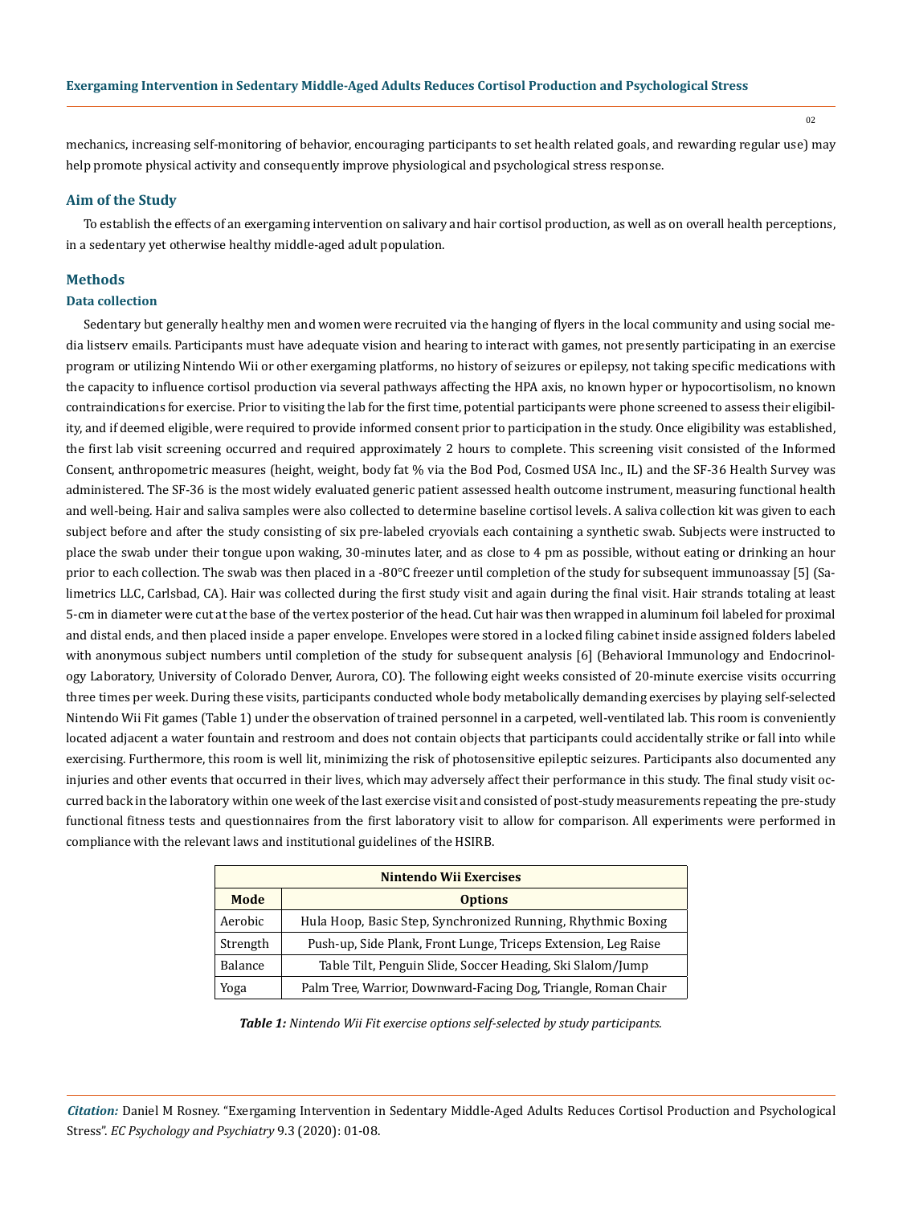mechanics, increasing self-monitoring of behavior, encouraging participants to set health related goals, and rewarding regular use) may help promote physical activity and consequently improve physiological and psychological stress response.

## Aim of the Study

To establish the effects of an exergaming intervention on salivary and hair cortisol production, as well as on overall health perceptions, in a sedentary yet otherwise healthy middle-aged adult population.

## Methods

### Data collection

Sedentary but generally healthy men and women were recruited via the hanging of flyers in the local community and using social media listserv emails. Participants must have adequate vision and hearing to interact with games, not presently participating in an exercise program or utilizing Nintendo Wii or other exergaming platforms, no history of seizures or epilepsy, not taking specific medications with the capacity to influence cortisol production via several pathways affecting the HPA axis, no known hyper or hypocortisolism, no known contraindications for exercise. Prior to visiting the lab for the first time, potential participants were phone screened to assess their eligibility, and if deemed eligible, were required to provide informed consent prior to participation in the study. Once eligibility was established, the first lab visit screening occurred and required approximately 2 hours to complete. This screening visit consisted of the Informed Consent, anthropometric measures (height, weight, body fat % via the Bod Pod, Cosmed USA Inc., IL) and the SF-36 Health Survey was administered. The SF-36 is the most widely evaluated generic patient assessed health outcome instrument, measuring functional health and well-being. Hair and saliva samples were also collected to determine baseline cortisol levels. A saliva collection kit was given to each subject before and after the study consisting of six pre-labeled cryovials each containing a synthetic swab. Subjects were instructed to place the swab under their tongue upon waking, 30-minutes later, and as close to 4 pm as possible, without eating or drinking an hour prior to each collection. The swab was then placed in a -80°C freezer until completion of the study for subsequent immunoassay [5] (Salimetrics LLC, Carlsbad, CA). Hair was collected during the first study visit and again during the final visit. Hair strands totaling at least 5-cm in diameter were cut at the base of the vertex posterior of the head. Cut hair was then wrapped in aluminum foil labeled for proximal and distal ends, and then placed inside a paper envelope. Envelopes were stored in a locked filing cabinet inside assigned folders labeled with anonymous subject numbers until completion of the study for subsequent analysis [6] (Behavioral Immunology and Endocrinology Laboratory, University of Colorado Denver, Aurora, CO). The following eight weeks consisted of 20-minute exercise visits occurring three times per week. During these visits, participants conducted whole body metabolically demanding exercises by playing self-selected Nintendo Wii Fit games (Table 1) under the observation of trained personnel in a carpeted, well-ventilated lab. This room is conveniently located adjacent a water fountain and restroom and does not contain objects that participants could accidentally strike or fall into while exercising. Furthermore, this room is well lit, minimizing the risk of photosensitive epileptic seizures. Participants also documented any injuries and other events that occurred in their lives, which may adversely affect their performance in this study. The final study visit occurred back in the laboratory within one week of the last exercise visit and consisted of post-study measurements repeating the pre-study functional fitness tests and questionnaires from the first laboratory visit to allow for comparison. All experiments were performed in compliance with the relevant laws and institutional guidelines of the HSIRB.

| Nintendo Wii Exercises | |
|---|---|
| **Mode** | **Options** |
| Aerobic | Hula Hoop, Basic Step, Synchronized Running, Rhythmic Boxing |
| Strength | Push-up, Side Plank, Front Lunge, Triceps Extension, Leg Raise |
| Balance | Table Tilt, Penguin Slide, Soccer Heading, Ski Slalom/Jump |
| Yoga | Palm Tree, Warrior, Downward-Facing Dog, Triangle, Roman Chair |

***Table 1:*** *Nintendo Wii Fit exercise options self-selected by study participants.*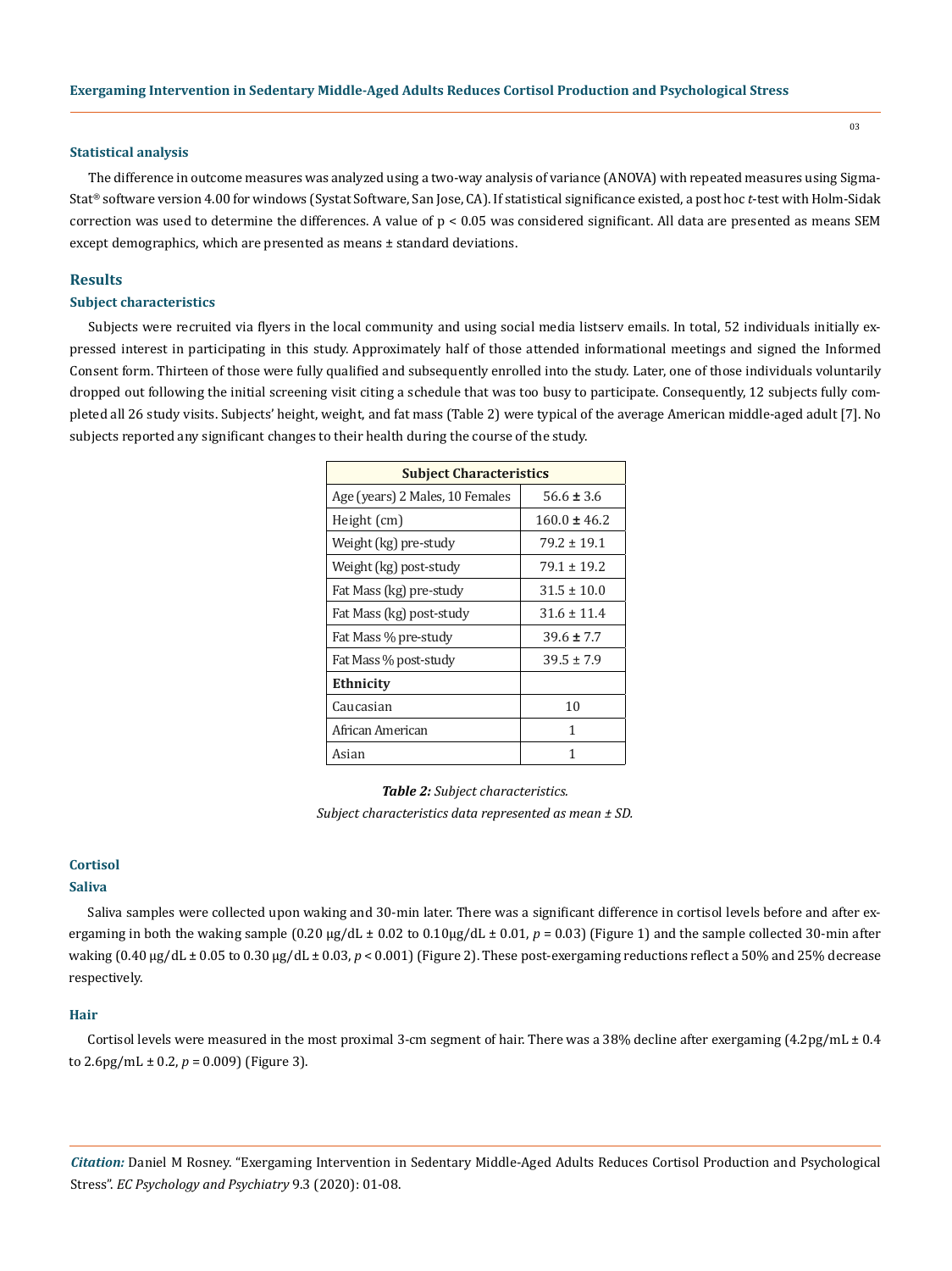### Statistical analysis

The difference in outcome measures was analyzed using a two-way analysis of variance (ANOVA) with repeated measures using Sigma-Stat® software version 4.00 for windows (Systat Software, San Jose, CA). If statistical significance existed, a post hoc *t*-test with Holm-Sidak correction was used to determine the differences. A value of $p < 0.05$ was considered significant. All data are presented as means SEM except demographics, which are presented as means ± standard deviations.

## Results

### Subject characteristics

Subjects were recruited via flyers in the local community and using social media listserv emails. In total, 52 individuals initially expressed interest in participating in this study. Approximately half of those attended informational meetings and signed the Informed Consent form. Thirteen of those were fully qualified and subsequently enrolled into the study. Later, one of those individuals voluntarily dropped out following the initial screening visit citing a schedule that was too busy to participate. Consequently, 12 subjects fully completed all 26 study visits. Subjects' height, weight, and fat mass (Table 2) were typical of the average American middle-aged adult [7]. No subjects reported any significant changes to their health during the course of the study.

| Subject Characteristics | |
|---|---|
| Age (years) 2 Males, 10 Females | 56.6 ± 3.6 |
| Height (cm) | 160.0 ± 46.2 |
| Weight (kg) pre-study | 79.2 ± 19.1 |
| Weight (kg) post-study | 79.1 ± 19.2 |
| Fat Mass (kg) pre-study | 31.5 ± 10.0 |
| Fat Mass (kg) post-study | 31.6 ± 11.4 |
| Fat Mass % pre-study | 39.6 ± 7.7 |
| Fat Mass % post-study | 39.5 ± 7.9 |
| **Ethnicity** | |
| Caucasian | 10 |
| African American | 1 |
| Asian | 1 |

***Table 2:*** *Subject characteristics.*
*Subject characteristics data represented as mean ± SD.*

### Cortisol

### Saliva

Saliva samples were collected upon waking and 30-min later. There was a significant difference in cortisol levels before and after exergaming in both the waking sample (0.20 μg/dL ± 0.02 to 0.10μg/dL ± 0.01, $p = 0.03$) (Figure 1) and the sample collected 30-min after waking (0.40 μg/dL ± 0.05 to 0.30 μg/dL ± 0.03, $p < 0.001$) (Figure 2). These post-exergaming reductions reflect a 50% and 25% decrease respectively.

### Hair

Cortisol levels were measured in the most proximal 3-cm segment of hair. There was a 38% decline after exergaming (4.2pg/mL ± 0.4 to 2.6pg/mL ± 0.2, $p = 0.009$) (Figure 3).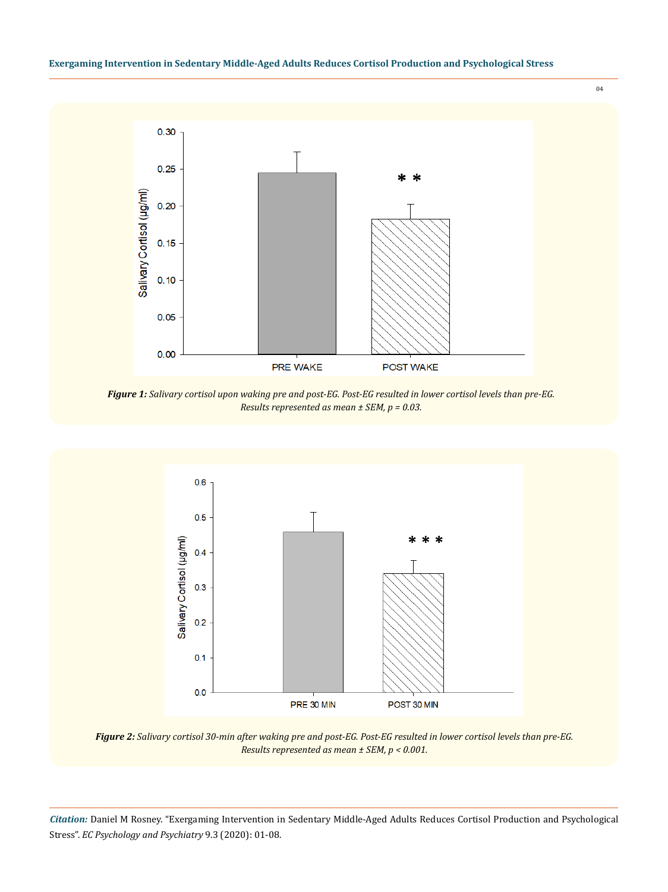**Figure 1:** *Salivary cortisol upon waking pre and post-EG. Post-EG resulted in lower cortisol levels than pre-EG. Results represented as mean ± SEM, p = 0.03.*

**Figure 2:** *Salivary cortisol 30-min after waking pre and post-EG. Post-EG resulted in lower cortisol levels than pre-EG. Results represented as mean ± SEM, p < 0.001.*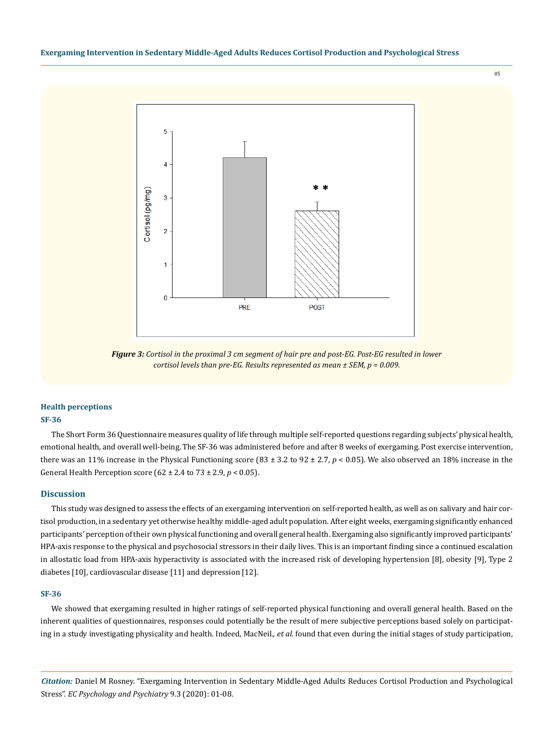*Figure 3: Cortisol in the proximal 3 cm segment of hair pre and post-EG. Post-EG resulted in lower cortisol levels than pre-EG. Results represented as mean ± SEM, p = 0.009.*

### Health perceptions

#### SF-36

The Short Form 36 Questionnaire measures quality of life through multiple self-reported questions regarding subjects' physical health, emotional health, and overall well-being. The SF-36 was administered before and after 8 weeks of exergaming. Post exercise intervention, there was an 11% increase in the Physical Functioning score (83 ± 3.2 to 92 ± 2.7, $p < 0.05$). We also observed an 18% increase in the General Health Perception score (62 ± 2.4 to 73 ± 2.9, $p < 0.05$).

## Discussion

This study was designed to assess the effects of an exergaming intervention on self-reported health, as well as on salivary and hair cortisol production, in a sedentary yet otherwise healthy middle-aged adult population. After eight weeks, exergaming significantly enhanced participants' perception of their own physical functioning and overall general health. Exergaming also significantly improved participants' HPA-axis response to the physical and psychosocial stressors in their daily lives. This is an important finding since a continued escalation in allostatic load from HPA-axis hyperactivity is associated with the increased risk of developing hypertension [8], obesity [9], Type 2 diabetes [10], cardiovascular disease [11] and depression [12].

### SF-36

We showed that exergaming resulted in higher ratings of self-reported physical functioning and overall general health. Based on the inherent qualities of questionnaires, responses could potentially be the result of mere subjective perceptions based solely on participating in a study investigating physicality and health. Indeed, MacNeil., *et al.* found that even during the initial stages of study participation,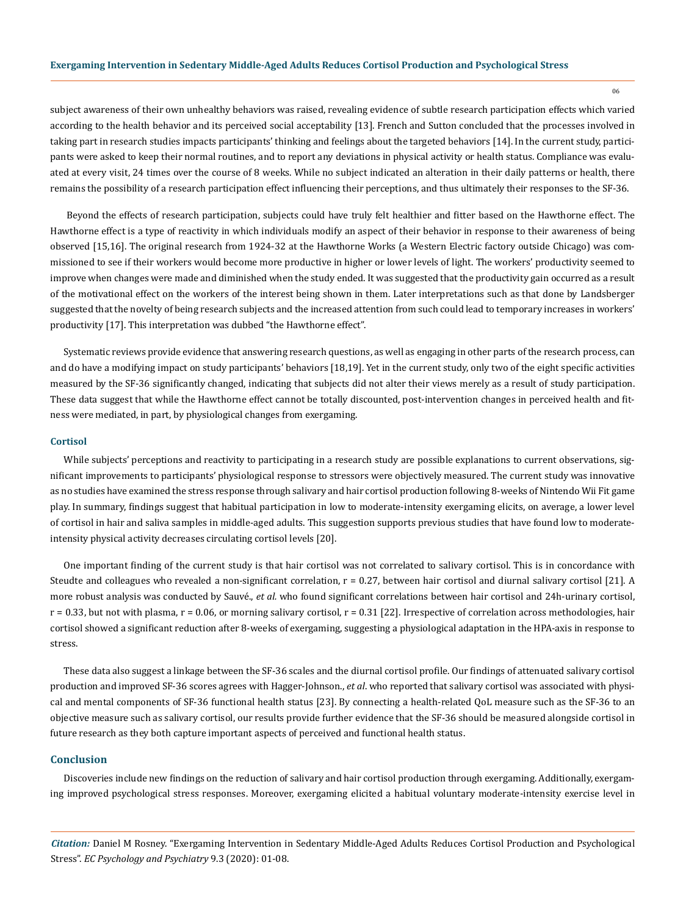subject awareness of their own unhealthy behaviors was raised, revealing evidence of subtle research participation effects which varied according to the health behavior and its perceived social acceptability [13]. French and Sutton concluded that the processes involved in taking part in research studies impacts participants' thinking and feelings about the targeted behaviors [14]. In the current study, participants were asked to keep their normal routines, and to report any deviations in physical activity or health status. Compliance was evaluated at every visit, 24 times over the course of 8 weeks. While no subject indicated an alteration in their daily patterns or health, there remains the possibility of a research participation effect influencing their perceptions, and thus ultimately their responses to the SF-36.

Beyond the effects of research participation, subjects could have truly felt healthier and fitter based on the Hawthorne effect. The Hawthorne effect is a type of reactivity in which individuals modify an aspect of their behavior in response to their awareness of being observed [15,16]. The original research from 1924-32 at the Hawthorne Works (a Western Electric factory outside Chicago) was commissioned to see if their workers would become more productive in higher or lower levels of light. The workers' productivity seemed to improve when changes were made and diminished when the study ended. It was suggested that the productivity gain occurred as a result of the motivational effect on the workers of the interest being shown in them. Later interpretations such as that done by Landsberger suggested that the novelty of being research subjects and the increased attention from such could lead to temporary increases in workers' productivity [17]. This interpretation was dubbed "the Hawthorne effect".

Systematic reviews provide evidence that answering research questions, as well as engaging in other parts of the research process, can and do have a modifying impact on study participants' behaviors [18,19]. Yet in the current study, only two of the eight specific activities measured by the SF-36 significantly changed, indicating that subjects did not alter their views merely as a result of study participation. These data suggest that while the Hawthorne effect cannot be totally discounted, post-intervention changes in perceived health and fitness were mediated, in part, by physiological changes from exergaming.

### Cortisol

While subjects' perceptions and reactivity to participating in a research study are possible explanations to current observations, significant improvements to participants' physiological response to stressors were objectively measured. The current study was innovative as no studies have examined the stress response through salivary and hair cortisol production following 8-weeks of Nintendo Wii Fit game play. In summary, findings suggest that habitual participation in low to moderate-intensity exergaming elicits, on average, a lower level of cortisol in hair and saliva samples in middle-aged adults. This suggestion supports previous studies that have found low to moderate-intensity physical activity decreases circulating cortisol levels [20].

One important finding of the current study is that hair cortisol was not correlated to salivary cortisol. This is in concordance with Steudte and colleagues who revealed a non-significant correlation, $r = 0.27$, between hair cortisol and diurnal salivary cortisol [21]. A more robust analysis was conducted by Sauvé., *et al.* who found significant correlations between hair cortisol and 24h-urinary cortisol, $r = 0.33$, but not with plasma, $r = 0.06$, or morning salivary cortisol, $r = 0.31$ [22]. Irrespective of correlation across methodologies, hair cortisol showed a significant reduction after 8-weeks of exergaming, suggesting a physiological adaptation in the HPA-axis in response to stress.

These data also suggest a linkage between the SF-36 scales and the diurnal cortisol profile. Our findings of attenuated salivary cortisol production and improved SF-36 scores agrees with Hagger-Johnson., *et al.* who reported that salivary cortisol was associated with physical and mental components of SF-36 functional health status [23]. By connecting a health-related QoL measure such as the SF-36 to an objective measure such as salivary cortisol, our results provide further evidence that the SF-36 should be measured alongside cortisol in future research as they both capture important aspects of perceived and functional health status.

## Conclusion

Discoveries include new findings on the reduction of salivary and hair cortisol production through exergaming. Additionally, exergaming improved psychological stress responses. Moreover, exergaming elicited a habitual voluntary moderate-intensity exercise level in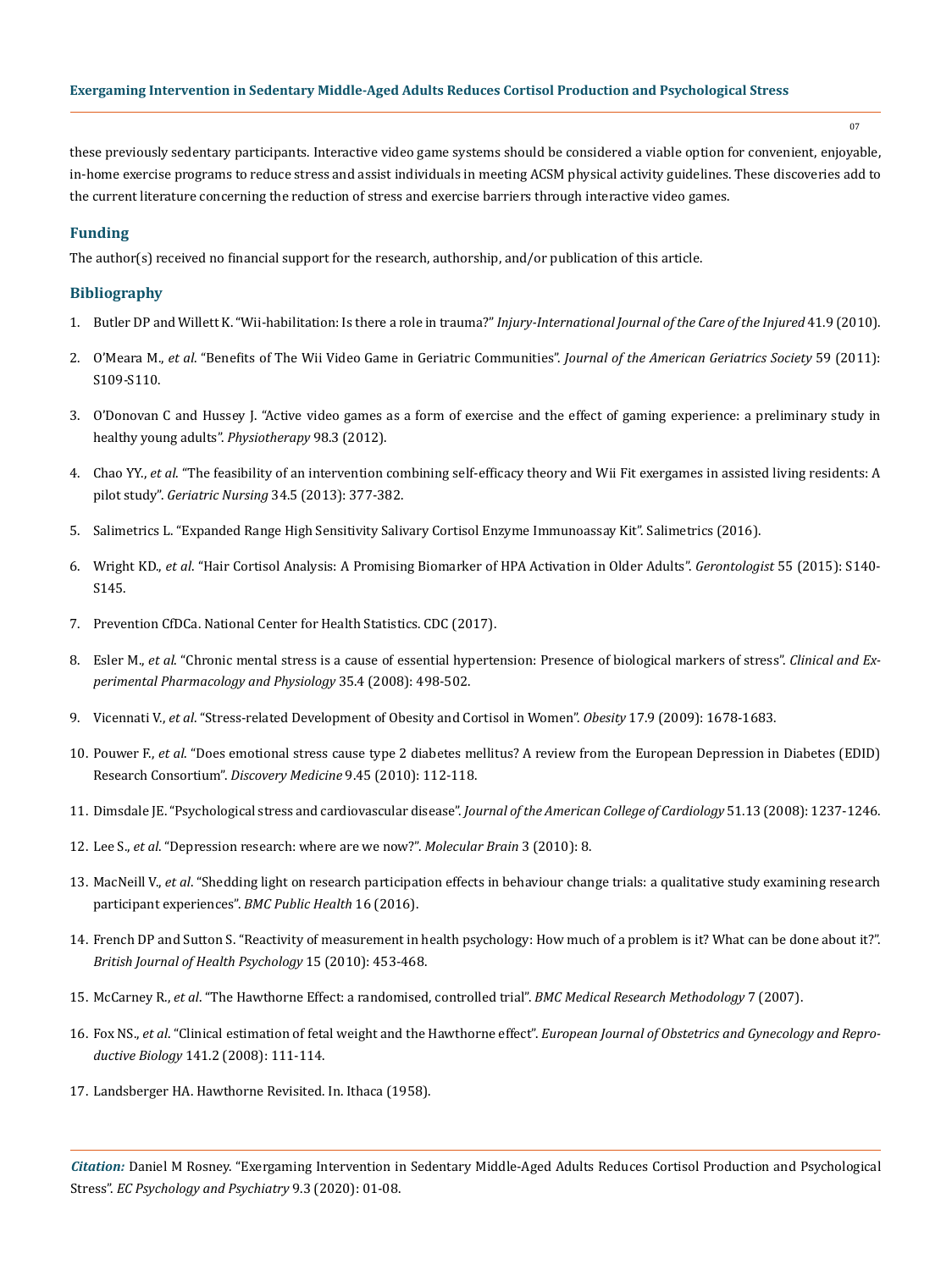these previously sedentary participants. Interactive video game systems should be considered a viable option for convenient, enjoyable, in-home exercise programs to reduce stress and assist individuals in meeting ACSM physical activity guidelines. These discoveries add to the current literature concerning the reduction of stress and exercise barriers through interactive video games.

## Funding

The author(s) received no financial support for the research, authorship, and/or publication of this article.

## Bibliography

1. Butler DP and Willett K. "Wii-habilitation: Is there a role in trauma?" *Injury-International Journal of the Care of the Injured* 41.9 (2010).
2. O'Meara M., *et al*. "Benefits of The Wii Video Game in Geriatric Communities". *Journal of the American Geriatrics Society* 59 (2011): S109-S110.
3. O'Donovan C and Hussey J. "Active video games as a form of exercise and the effect of gaming experience: a preliminary study in healthy young adults". *Physiotherapy* 98.3 (2012).
4. Chao YY., *et al.* "The feasibility of an intervention combining self-efficacy theory and Wii Fit exergames in assisted living residents: A pilot study". *Geriatric Nursing* 34.5 (2013): 377-382.
5. Salimetrics L. "Expanded Range High Sensitivity Salivary Cortisol Enzyme Immunoassay Kit". Salimetrics (2016).
6. Wright KD., *et al*. "Hair Cortisol Analysis: A Promising Biomarker of HPA Activation in Older Adults". *Gerontologist* 55 (2015): S140-S145.
7. Prevention CfDCa. National Center for Health Statistics. CDC (2017).
8. Esler M., *et al*. "Chronic mental stress is a cause of essential hypertension: Presence of biological markers of stress". *Clinical and Experimental Pharmacology and Physiology* 35.4 (2008): 498-502.
9. Vicennati V., *et al*. "Stress-related Development of Obesity and Cortisol in Women". *Obesity* 17.9 (2009): 1678-1683.
10. Pouwer F., *et al*. "Does emotional stress cause type 2 diabetes mellitus? A review from the European Depression in Diabetes (EDID) Research Consortium". *Discovery Medicine* 9.45 (2010): 112-118.
11. Dimsdale JE. "Psychological stress and cardiovascular disease". *Journal of the American College of Cardiology* 51.13 (2008): 1237-1246.
12. Lee S., *et al*. "Depression research: where are we now?". *Molecular Brain* 3 (2010): 8.
13. MacNeill V., *et al*. "Shedding light on research participation effects in behaviour change trials: a qualitative study examining research participant experiences". *BMC Public Health* 16 (2016).
14. French DP and Sutton S. "Reactivity of measurement in health psychology: How much of a problem is it? What can be done about it?". *British Journal of Health Psychology* 15 (2010): 453-468.
15. McCarney R., *et al*. "The Hawthorne Effect: a randomised, controlled trial". *BMC Medical Research Methodology* 7 (2007).
16. Fox NS., *et al*. "Clinical estimation of fetal weight and the Hawthorne effect". *European Journal of Obstetrics and Gynecology and Reproductive Biology* 141.2 (2008): 111-114.
17. Landsberger HA. Hawthorne Revisited. In. Ithaca (1958).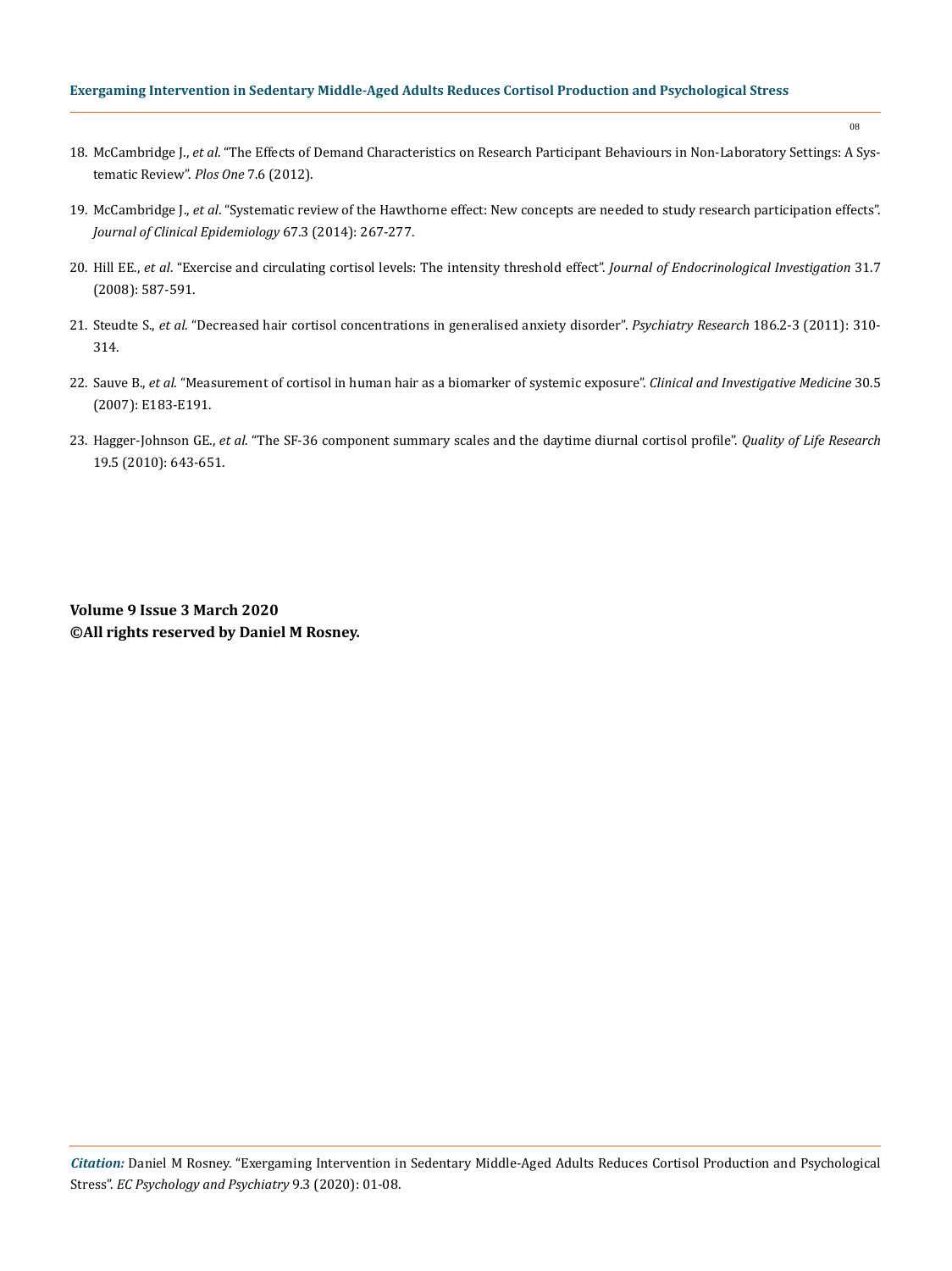18. McCambridge J., *et al*. "The Effects of Demand Characteristics on Research Participant Behaviours in Non-Laboratory Settings: A Systematic Review". *Plos One* 7.6 (2012).

19. McCambridge J., *et al*. "Systematic review of the Hawthorne effect: New concepts are needed to study research participation effects". *Journal of Clinical Epidemiology* 67.3 (2014): 267-277.

20. Hill EE., *et al*. "Exercise and circulating cortisol levels: The intensity threshold effect". *Journal of Endocrinological Investigation* 31.7 (2008): 587-591.

21. Steudte S., *et al*. "Decreased hair cortisol concentrations in generalised anxiety disorder". *Psychiatry Research* 186.2-3 (2011): 310-314.

22. Sauve B., *et al*. "Measurement of cortisol in human hair as a biomarker of systemic exposure". *Clinical and Investigative Medicine* 30.5 (2007): E183-E191.

23. Hagger-Johnson GE., *et al*. "The SF-36 component summary scales and the daytime diurnal cortisol profile". *Quality of Life Research* 19.5 (2010): 643-651.

**Volume 9 Issue 3 March 2020**
**©All rights reserved by Daniel M Rosney.**